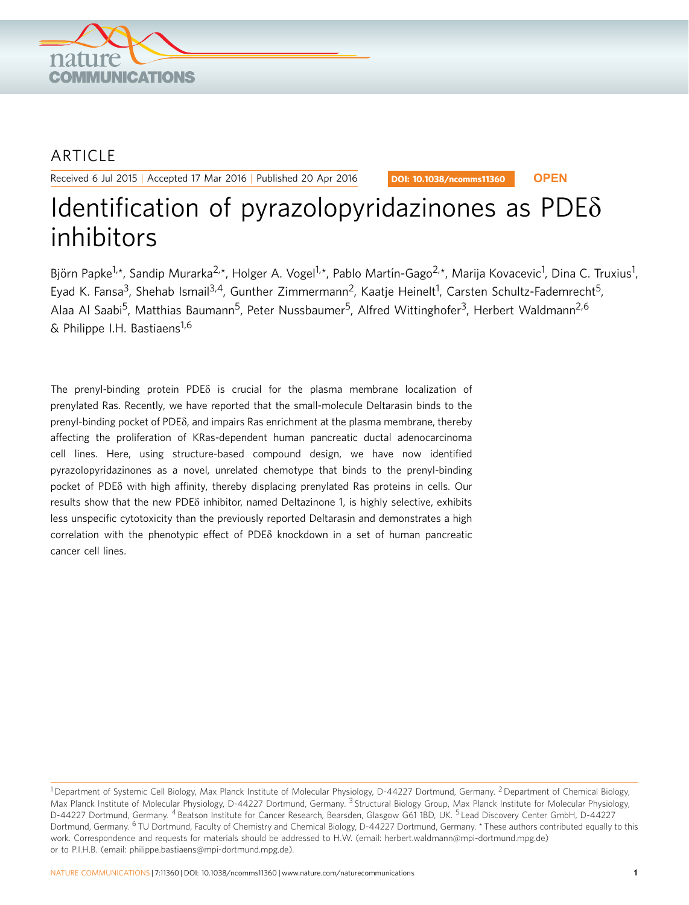ARTICLE

Received 6 Jul 2015 | Accepted 17 Mar 2016 | Published 20 Apr 2016

DOI: 10.1038/ncomms11360 OPEN

# Identification of pyrazolopyridazinones as PDEδ inhibitors

Björn Papke[1,*], Sandip Murarka[2,*], Holger A. Vogel[1,*], Pablo Martín-Gago[2,*], Marija Kovacevic[1], Dina C. Truxius[1], Eyad K. Fansa[3], Shehab Ismail[3,4], Gunther Zimmermann[2], Kaatje Heinelt[1], Carsten Schultz-Fademrecht[5], Alaa Al Saabi[5], Matthias Baumann[5], Peter Nussbaumer[5], Alfred Wittinghofer[3], Herbert Waldmann[2,6] & Philippe I.H. Bastiaens[1,6]

The prenyl-binding protein PDEδ is crucial for the plasma membrane localization of prenylated Ras. Recently, we have reported that the small-molecule Deltarasin binds to the prenyl-binding pocket of PDEδ, and impairs Ras enrichment at the plasma membrane, thereby affecting the proliferation of KRas-dependent human pancreatic ductal adenocarcinoma cell lines. Here, using structure-based compound design, we have now identified pyrazolopyridazinones as a novel, unrelated chemotype that binds to the prenyl-binding pocket of PDEδ with high affinity, thereby displacing prenylated Ras proteins in cells. Our results show that the new PDEδ inhibitor, named Deltazinone 1, is highly selective, exhibits less unspecific cytotoxicity than the previously reported Deltarasin and demonstrates a high correlation with the phenotypic effect of PDEδ knockdown in a set of human pancreatic cancer cell lines.

[1] Department of Systemic Cell Biology, Max Planck Institute of Molecular Physiology, D-44227 Dortmund, Germany. [2] Department of Chemical Biology, Max Planck Institute of Molecular Physiology, D-44227 Dortmund, Germany. [3] Structural Biology Group, Max Planck Institute for Molecular Physiology, D-44227 Dortmund, Germany. [4] Beatson Institute for Cancer Research, Bearsden, Glasgow G61 1BD, UK. [5] Lead Discovery Center GmbH, D-44227 Dortmund, Germany. [6] TU Dortmund, Faculty of Chemistry and Chemical Biology, D-44227 Dortmund, Germany. * These authors contributed equally to this work. Correspondence and requests for materials should be addressed to H.W. (email: herbert.waldmann@mpi-dortmund.mpg.de) or to P.I.H.B. (email: philippe.bastiaens@mpi-dortmund.mpg.de).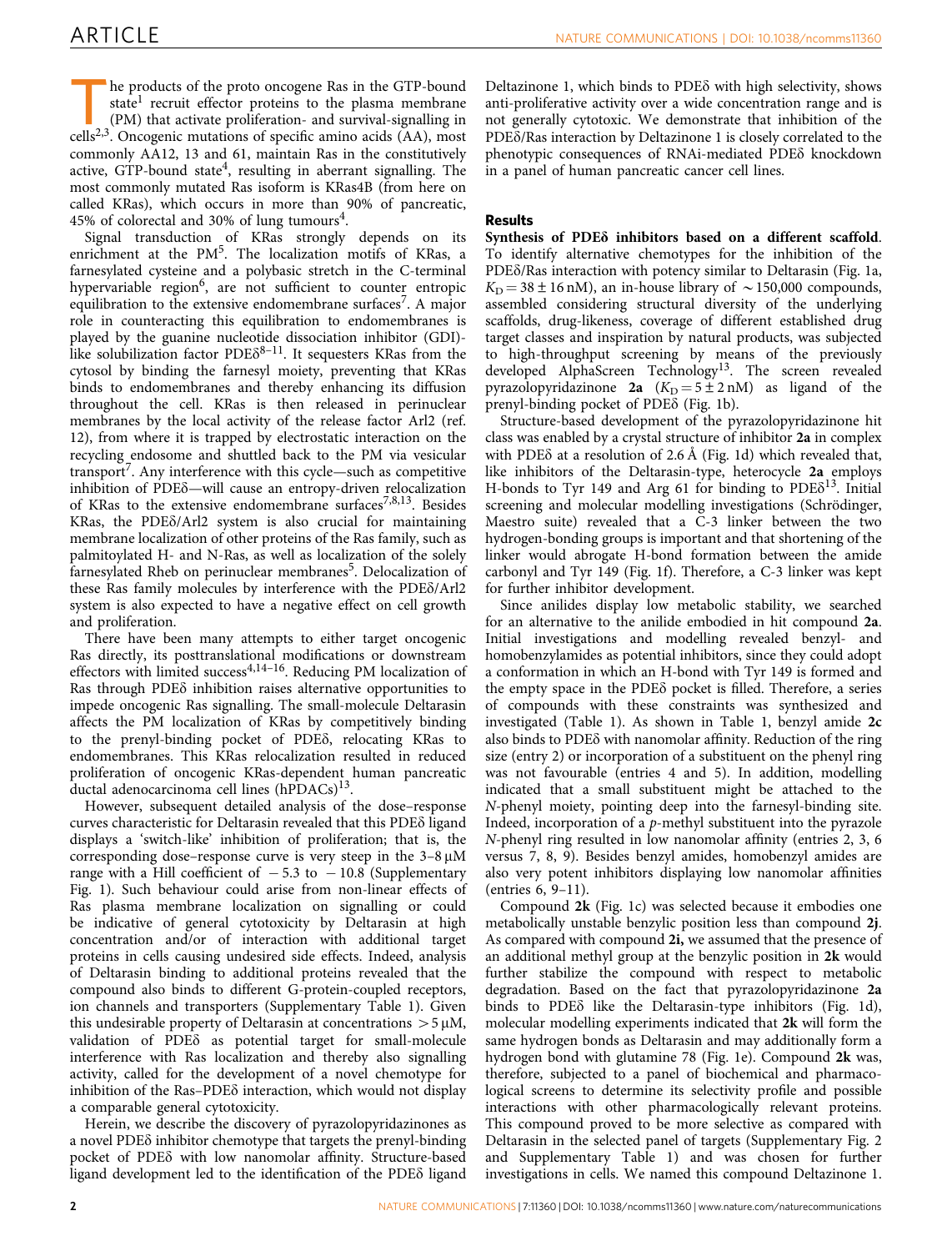The products of the proto oncogene Ras in the GTP-bound state[1] recruit effector proteins to the plasma membrane (PM) that activate proliferation- and survival-signalling in cells[2,3]. Oncogenic mutations of specific amino acids (AA), most commonly AA12, 13 and 61, maintain Ras in the constitutively active, GTP-bound state[4], resulting in aberrant signalling. The most commonly mutated Ras isoform is KRas4B (from here on called KRas), which occurs in more than 90% of pancreatic, 45% of colorectal and 30% of lung tumours[4].

Signal transduction of KRas strongly depends on its enrichment at the PM[5]. The localization motifs of KRas, a farnesylated cysteine and a polybasic stretch in the C-terminal hypervariable region[6], are not sufficient to counter entropic equilibration to the extensive endomembrane surfaces[7]. A major role in counteracting this equilibration to endomembranes is played by the guanine nucleotide dissociation inhibitor (GDI)-like solubilization factor PDEδ[8–11]. It sequesters KRas from the cytosol by binding the farnesyl moiety, preventing that KRas binds to endomembranes and thereby enhancing its diffusion throughout the cell. KRas is then released in perinuclear membranes by the local activity of the release factor Arl2 (ref. 12), from where it is trapped by electrostatic interaction on the recycling endosome and shuttled back to the PM via vesicular transport[7]. Any interference with this cycle—such as competitive inhibition of PDEδ—will cause an entropy-driven relocalization of KRas to the extensive endomembrane surfaces[7,8,13]. Besides KRas, the PDEδ/Arl2 system is also crucial for maintaining membrane localization of other proteins of the Ras family, such as palmitoylated H- and N-Ras, as well as localization of the solely farnesylated Rheb on perinuclear membranes[5]. Delocalization of these Ras family molecules by interference with the PDEδ/Arl2 system is also expected to have a negative effect on cell growth and proliferation.

There have been many attempts to either target oncogenic Ras directly, its posttranslational modifications or downstream effectors with limited success[4,14–16]. Reducing PM localization of Ras through PDEδ inhibition raises alternative opportunities to impede oncogenic Ras signalling. The small-molecule Deltarasin affects the PM localization of KRas by competitively binding to the prenyl-binding pocket of PDEδ, relocating KRas to endomembranes. This KRas relocalization resulted in reduced proliferation of oncogenic KRas-dependent human pancreatic ductal adenocarcinoma cell lines (hPDACs)[13].

However, subsequent detailed analysis of the dose–response curves characteristic for Deltarasin revealed that this PDEδ ligand displays a 'switch-like' inhibition of proliferation; that is, the corresponding dose–response curve is very steep in the 3–8 μM range with a Hill coefficient of − 5.3 to − 10.8 (Supplementary Fig. 1). Such behaviour could arise from non-linear effects of Ras plasma membrane localization on signalling or could be indicative of general cytotoxicity by Deltarasin at high concentration and/or of interaction with additional target proteins in cells causing undesired side effects. Indeed, analysis of Deltarasin binding to additional proteins revealed that the compound also binds to different G-protein-coupled receptors, ion channels and transporters (Supplementary Table 1). Given this undesirable property of Deltarasin at concentrations > 5 μM, validation of PDEδ as potential target for small-molecule interference with Ras localization and thereby also signalling activity, called for the development of a novel chemotype for inhibition of the Ras–PDEδ interaction, which would not display a comparable general cytotoxicity.

Herein, we describe the discovery of pyrazolopyridazinones as a novel PDEδ inhibitor chemotype that targets the prenyl-binding pocket of PDEδ with low nanomolar affinity. Structure-based ligand development led to the identification of the PDEδ ligand Deltazinone 1, which binds to PDEδ with high selectivity, shows anti-proliferative activity over a wide concentration range and is not generally cytotoxic. We demonstrate that inhibition of the PDEδ/Ras interaction by Deltazinone 1 is closely correlated to the phenotypic consequences of RNAi-mediated PDEδ knockdown in a panel of human pancreatic cancer cell lines.

## Results

**Synthesis of PDEδ inhibitors based on a different scaffold.** To identify alternative chemotypes for the inhibition of the PDEδ/Ras interaction with potency similar to Deltarasin (Fig. 1a, $K_D = 38 \pm 16$ nM), an in-house library of ~150,000 compounds, assembled considering structural diversity of the underlying scaffolds, drug-likeness, coverage of different established drug target classes and inspiration by natural products, was subjected to high-throughput screening by means of the previously developed AlphaScreen Technology[13]. The screen revealed pyrazolopyridazinone **2a** ($K_D = 5 \pm 2$ nM) as ligand of the prenyl-binding pocket of PDEδ (Fig. 1b).

Structure-based development of the pyrazolopyridazinone hit class was enabled by a crystal structure of inhibitor **2a** in complex with PDEδ at a resolution of 2.6 Å (Fig. 1d) which revealed that, like inhibitors of the Deltarasin-type, heterocycle **2a** employs H-bonds to Tyr 149 and Arg 61 for binding to PDEδ[13]. Initial screening and molecular modelling investigations (Schrödinger, Maestro suite) revealed that a C-3 linker between the two hydrogen-bonding groups is important and that shortening of the linker would abrogate H-bond formation between the amide carbonyl and Tyr 149 (Fig. 1f). Therefore, a C-3 linker was kept for further inhibitor development.

Since anilides display low metabolic stability, we searched for an alternative to the anilide embodied in hit compound **2a**. Initial investigations and modelling revealed benzyl- and homobenzylamides as potential inhibitors, since they could adopt a conformation in which an H-bond with Tyr 149 is formed and the empty space in the PDEδ pocket is filled. Therefore, a series of compounds with these constraints was synthesized and investigated (Table 1). As shown in Table 1, benzyl amide **2c** also binds to PDEδ with nanomolar affinity. Reduction of the ring size (entry 2) or incorporation of a substituent on the phenyl ring was not favourable (entries 4 and 5). In addition, modelling indicated that a small substituent might be attached to the *N*-phenyl moiety, pointing deep into the farnesyl-binding site. Indeed, incorporation of a *p*-methyl substituent into the pyrazole *N*-phenyl ring resulted in low nanomolar affinity (entries 2, 3, 6 versus 7, 8, 9). Besides benzyl amides, homobenzyl amides are also very potent inhibitors displaying low nanomolar affinities (entries 6, 9–11).

Compound **2k** (Fig. 1c) was selected because it embodies one metabolically unstable benzylic position less than compound **2j**. As compared with compound **2i,** we assumed that the presence of an additional methyl group at the benzylic position in **2k** would further stabilize the compound with respect to metabolic degradation. Based on the fact that pyrazolopyridazinone **2a** binds to PDEδ like the Deltarasin-type inhibitors (Fig. 1d), molecular modelling experiments indicated that **2k** will form the same hydrogen bonds as Deltarasin and may additionally form a hydrogen bond with glutamine 78 (Fig. 1e). Compound **2k** was, therefore, subjected to a panel of biochemical and pharmacological screens to determine its selectivity profile and possible interactions with other pharmacologically relevant proteins. This compound proved to be more selective as compared with Deltarasin in the selected panel of targets (Supplementary Fig. 2 and Supplementary Table 1) and was chosen for further investigations in cells. We named this compound Deltazinone 1.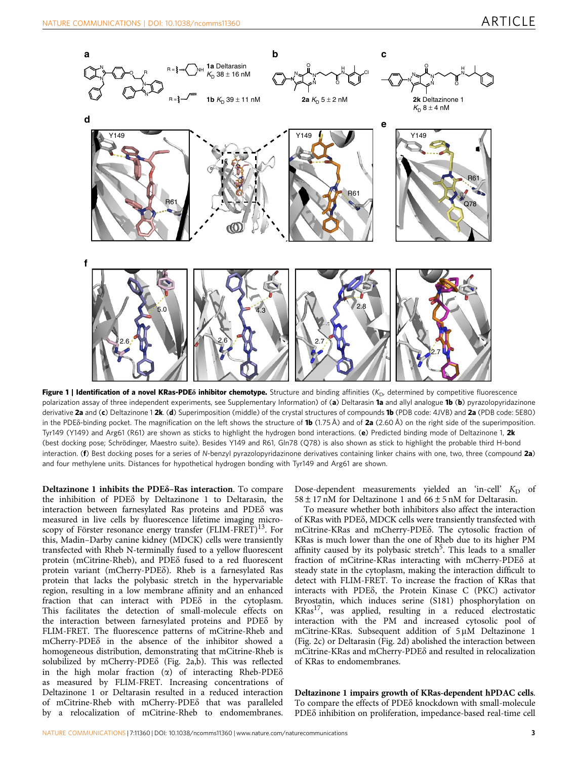a

R = 1a Deltarasin
$K_D$ 38 ± 16 nM

R = 1b $K_D$ 39 ± 11 nM

b

2a $K_D$ 5 ± 2 nM

c

2k Deltazinone 1
$K_D$ 8 ± 4 nM

d

Y149

R61

Y149

R61

e

Y149

R61

Q78

f

5.0

2.6

4.3

2.6

2.8

2.7

2.7

**Figure 1 | Identification of a novel KRas-PDEδ inhibitor chemotype.** Structure and binding affinities ($K_D$, determined by competitive fluorescence polarization assay of three independent experiments, see Supplementary Information) of (**a**) Deltarasin **1a** and allyl analogue **1b** (**b**) pyrazolopyridazinone derivative **2a** and (**c**) Deltazinone 1 **2k**. (**d**) Superimposition (middle) of the crystal structures of compounds **1b** (PDB code: 4JVB) and **2a** (PDB code: 5E80) in the PDEδ-binding pocket. The magnification on the left shows the structure of **1b** (1.75 Å) and of **2a** (2.60 Å) on the right side of the superimposition. Tyr149 (Y149) and Arg61 (R61) are shown as sticks to highlight the hydrogen bond interactions. (**e**) Predicted binding mode of Deltazinone 1, **2k** (best docking pose; Schrödinger, Maestro suite). Besides Y149 and R61, Gln78 (Q78) is also shown as stick to highlight the probable third H-bond interaction. (**f**) Best docking poses for a series of *N*-benzyl pyrazolopyridazinone derivatives containing linker chains with one, two, three (compound **2a**) and four methylene units. Distances for hypothetical hydrogen bonding with Tyr149 and Arg61 are shown.

**Deltazinone 1 inhibits the PDEδ–Ras interaction**. To compare the inhibition of PDEδ by Deltazinone 1 to Deltarasin, the interaction between farnesylated Ras proteins and PDEδ was measured in live cells by fluorescence lifetime imaging microscopy of Förster resonance energy transfer (FLIM-FRET)[13]. For this, Madin–Darby canine kidney (MDCK) cells were transiently transfected with Rheb N-terminally fused to a yellow fluorescent protein (mCitrine-Rheb), and PDEδ fused to a red fluorescent protein variant (mCherry-PDEδ). Rheb is a farnesylated Ras protein that lacks the polybasic stretch in the hypervariable region, resulting in a low membrane affinity and an enhanced fraction that can interact with PDEδ in the cytoplasm. This facilitates the detection of small-molecule effects on the interaction between farnesylated proteins and PDEδ by FLIM-FRET. The fluorescence patterns of mCitrine-Rheb and mCherry-PDEδ in the absence of the inhibitor showed a homogeneous distribution, demonstrating that mCitrine-Rheb is solubilized by mCherry-PDEδ (Fig. 2a,b). This was reflected in the high molar fraction (α) of interacting Rheb-PDEδ as measured by FLIM-FRET. Increasing concentrations of Deltazinone 1 or Deltarasin resulted in a reduced interaction of mCitrine-Rheb with mCherry-PDEδ that was paralleled by a relocalization of mCitrine-Rheb to endomembranes. Dose-dependent measurements yielded an 'in-cell' $K_D$ of 58 ± 17 nM for Deltazinone 1 and 66 ± 5 nM for Deltarasin.

To measure whether both inhibitors also affect the interaction of KRas with PDEδ, MDCK cells were transiently transfected with mCitrine-KRas and mCherry-PDEδ. The cytosolic fraction of KRas is much lower than the one of Rheb due to its higher PM affinity caused by its polybasic stretch[5]. This leads to a smaller fraction of mCitrine-KRas interacting with mCherry-PDEδ at steady state in the cytoplasm, making the interaction difficult to detect with FLIM-FRET. To increase the fraction of KRas that interacts with PDEδ, the Protein Kinase C (PKC) activator Bryostatin, which induces serine (S181) phosphorylation on KRas[17], was applied, resulting in a reduced electrostatic interaction with the PM and increased cytosolic pool of mCitrine-KRas. Subsequent addition of 5 μM Deltazinone 1 (Fig. 2c) or Deltarasin (Fig. 2d) abolished the interaction between mCitrine-KRas and mCherry-PDEδ and resulted in relocalization of KRas to endomembranes.

**Deltazinone 1 impairs growth of KRas-dependent hPDAC cells**. To compare the effects of PDEδ knockdown with small-molecule PDEδ inhibition on proliferation, impedance-based real-time cell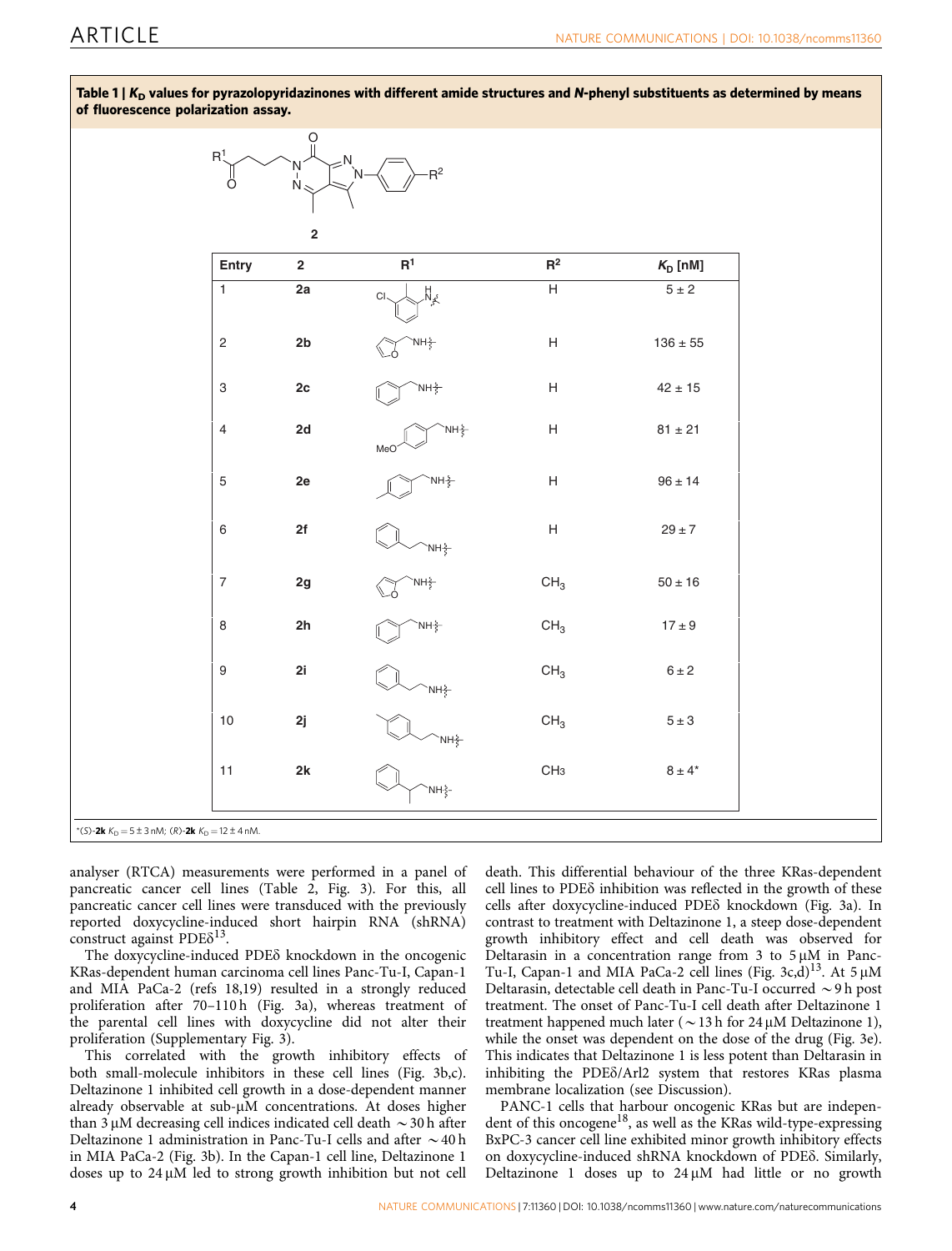**Table 1 | $K_D$ values for pyrazolopyridazinones with different amide structures and *N*-phenyl substituents as determined by means of fluorescence polarization assay.**

**2**

| Entry | 2 | $R^1$ | $R^2$ | $K_D$ [nM] |
|---|---|---|---|---|
| 1 | 2a | (3-chloro-2-methylphenyl)-NH– | H | 5 ± 2 |
| 2 | 2b | (furan-2-yl)CH2-NH– | H | 136 ± 55 |
| 3 | 2c | benzyl-NH– | H | 42 ± 15 |
| 4 | 2d | 4-MeO-benzyl-NH– | H | 81 ± 21 |
| 5 | 2e | 4-methylbenzyl-NH– | H | 96 ± 14 |
| 6 | 2f | phenethyl-NH– | H | 29 ± 7 |
| 7 | 2g | (furan-2-yl)CH2-NH– | $CH_3$ | 50 ± 16 |
| 8 | 2h | benzyl-NH– | $CH_3$ | 17 ± 9 |
| 9 | 2i | phenethyl-NH– | $CH_3$ | 6 ± 2 |
| 10 | 2j | 4-methylphenethyl-NH– | $CH_3$ | 5 ± 3 |
| 11 | 2k | 2-phenylpropyl-NH– | $CH_3$ | 8 ± 4* |

*(*S*)-**2k** $K_D$ = 5 ± 3 nM; (*R*)-**2k** $K_D$ = 12 ± 4 nM.

analyser (RTCA) measurements were performed in a panel of pancreatic cancer cell lines (Table 2, Fig. 3). For this, all pancreatic cancer cell lines were transduced with the previously reported doxycycline-induced short hairpin RNA (shRNA) construct against PDEδ[13].

The doxycycline-induced PDEδ knockdown in the oncogenic KRas-dependent human carcinoma cell lines Panc-Tu-I, Capan-1 and MIA PaCa-2 (refs 18,19) resulted in a strongly reduced proliferation after 70–110 h (Fig. 3a), whereas treatment of the parental cell lines with doxycycline did not alter their proliferation (Supplementary Fig. 3).

This correlated with the growth inhibitory effects of both small-molecule inhibitors in these cell lines (Fig. 3b,c). Deltazinone 1 inhibited cell growth in a dose-dependent manner already observable at sub-μM concentrations. At doses higher than 3 μM decreasing cell indices indicated cell death ~30 h after Deltazinone 1 administration in Panc-Tu-I cells and after ~40 h in MIA PaCa-2 (Fig. 3b). In the Capan-1 cell line, Deltazinone 1 doses up to 24 μM led to strong growth inhibition but not cell death. This differential behaviour of the three KRas-dependent cell lines to PDEδ inhibition was reflected in the growth of these cells after doxycycline-induced PDEδ knockdown (Fig. 3a). In contrast to treatment with Deltazinone 1, a steep dose-dependent growth inhibitory effect and cell death was observed for Deltarasin in a concentration range from 3 to 5 μM in Panc-Tu-I, Capan-1 and MIA PaCa-2 cell lines (Fig. 3c,d)[13]. At 5 μM Deltarasin, detectable cell death in Panc-Tu-I occurred ~9 h post treatment. The onset of Panc-Tu-I cell death after Deltazinone 1 treatment happened much later (~13 h for 24 μM Deltazinone 1), while the onset was dependent on the dose of the drug (Fig. 3e). This indicates that Deltazinone 1 is less potent than Deltarasin in inhibiting the PDEδ/Arl2 system that restores KRas plasma membrane localization (see Discussion).

PANC-1 cells that harbour oncogenic KRas but are independent of this oncogene[18], as well as the KRas wild-type-expressing BxPC-3 cancer cell line exhibited minor growth inhibitory effects on doxycycline-induced shRNA knockdown of PDEδ. Similarly, Deltazinone 1 doses up to 24 μM had little or no growth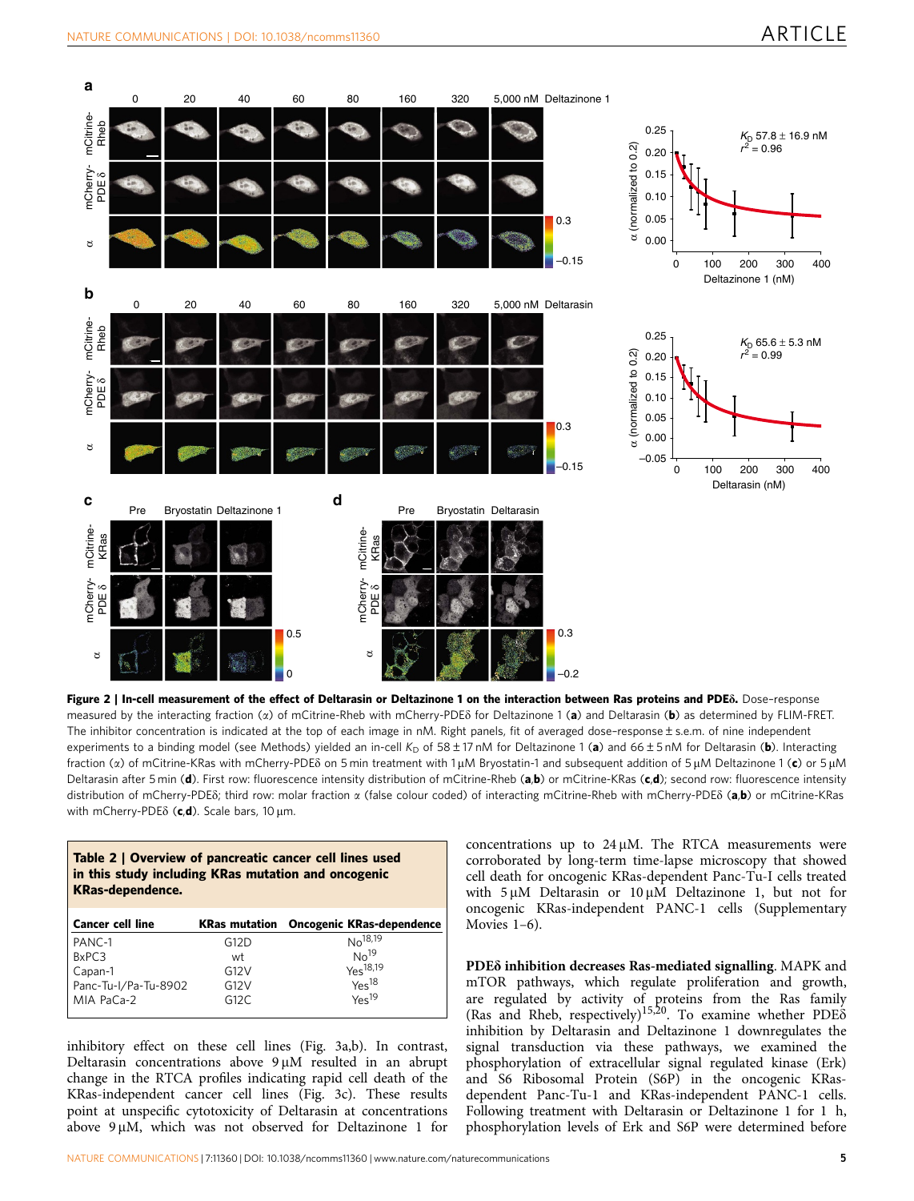a

0 20 40 60 80 160 320 5,000 nM Deltazinone 1

mCitrine-Rheb

mCherry-PDE δ

α

0.3

−0.15

α (normalized to 0.2)

$K_D$ 57.8 ± 16.9 nM
$r^2$ = 0.96

Deltazinone 1 (nM)

b

0 20 40 60 80 160 320 5,000 nM Deltarasin

mCitrine-Rheb

mCherry-PDE δ

α

0.3

−0.15

α (normalized to 0.2)

$K_D$ 65.6 ± 5.3 nM
$r^2$ = 0.99

Deltarasin (nM)

c

Pre Bryostatin Deltazinone 1

mCitrine-KRas

mCherry-PDE δ

α

0.5

0

d

Pre Bryostatin Deltarasin

mCitrine-KRas

mCherry-PDE δ

α

0.3

−0.2

**Figure 2 | In-cell measurement of the effect of Deltarasin or Deltazinone 1 on the interaction between Ras proteins and PDEδ.** Dose–response measured by the interacting fraction (α) of mCitrine-Rheb with mCherry-PDEδ for Deltazinone 1 (**a**) and Deltarasin (**b**) as determined by FLIM-FRET. The inhibitor concentration is indicated at the top of each image in nM. Right panels, fit of averaged dose–response ± s.e.m. of nine independent experiments to a binding model (see Methods) yielded an in-cell $K_D$ of 58 ± 17 nM for Deltazinone 1 (**a**) and 66 ± 5 nM for Deltarasin (**b**). Interacting fraction (α) of mCitrine-KRas with mCherry-PDEδ on 5 min treatment with 1 μM Bryostatin-1 and subsequent addition of 5 μM Deltazinone 1 (**c**) or 5 μM Deltarasin after 5 min (**d**). First row: fluorescence intensity distribution of mCitrine-Rheb (**a**,**b**) or mCitrine-KRas (**c**,**d**); second row: fluorescence intensity distribution of mCherry-PDEδ; third row: molar fraction α (false colour coded) of interacting mCitrine-Rheb with mCherry-PDEδ (**a**,**b**) or mCitrine-KRas with mCherry-PDEδ (**c**,**d**). Scale bars, 10 μm.

**Table 2 | Overview of pancreatic cancer cell lines used in this study including KRas mutation and oncogenic KRas-dependence.**

| Cancer cell line | KRas mutation | Oncogenic KRas-dependence |
|---|---|---|
| PANC-1 | G12D | No[18,19] |
| BxPC3 | wt | No[19] |
| Capan-1 | G12V | Yes[18,19] |
| Panc-Tu-I/Pa-Tu-8902 | G12V | Yes[18] |
| MIA PaCa-2 | G12C | Yes[19] |

inhibitory effect on these cell lines (Fig. 3a,b). In contrast, Deltarasin concentrations above 9 μM resulted in an abrupt change in the RTCA profiles indicating rapid cell death of the KRas-independent cancer cell lines (Fig. 3c). These results point at unspecific cytotoxicity of Deltarasin at concentrations above 9 μM, which was not observed for Deltazinone 1 for concentrations up to 24 μM. The RTCA measurements were corroborated by long-term time-lapse microscopy that showed cell death for oncogenic KRas-dependent Panc-Tu-I cells treated with 5 μM Deltarasin or 10 μM Deltazinone 1, but not for oncogenic KRas-independent PANC-1 cells (Supplementary Movies 1–6).

**PDEδ inhibition decreases Ras-mediated signalling.** MAPK and mTOR pathways, which regulate proliferation and growth, are regulated by activity of proteins from the Ras family (Ras and Rheb, respectively)[15,20]. To examine whether PDEδ inhibition by Deltarasin and Deltazinone 1 downregulates the signal transduction via these pathways, we examined the phosphorylation of extracellular signal regulated kinase (Erk) and S6 Ribosomal Protein (S6P) in the oncogenic KRas-dependent Panc-Tu-1 and KRas-independent PANC-1 cells. Following treatment with Deltarasin or Deltazinone 1 for 1 h, phosphorylation levels of Erk and S6P were determined before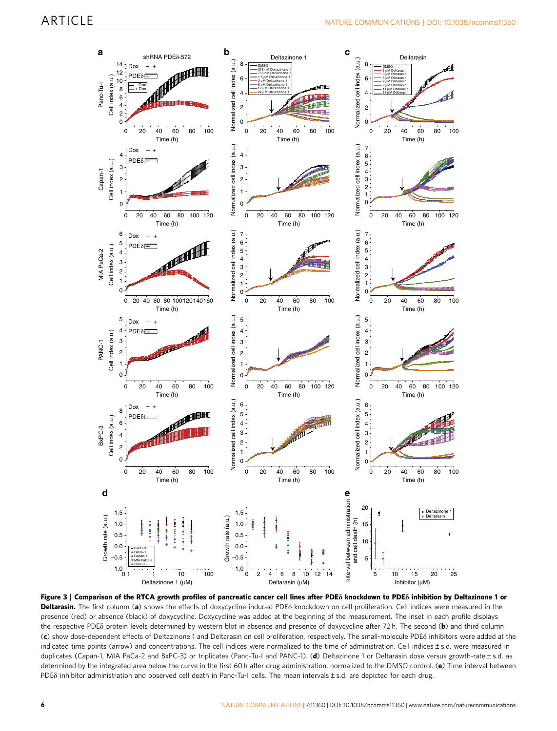**Figure 3 | Comparison of the RTCA growth profiles of pancreatic cancer cell lines after PDEδ knockdown to PDEδ inhibition by Deltazinone 1 or Deltarasin.** The first column (**a**) shows the effects of doxycycline-induced PDEδ knockdown on cell proliferation. Cell indices were measured in the presence (red) or absence (black) of doxycycline. Doxycycline was added at the beginning of the measurement. The inset in each profile displays the respective PDEδ protein levels determined by western blot in absence and presence of doxycycline after 72 h. The second (**b**) and third column (**c**) show dose-dependent effects of Deltazinone 1 and Deltarasin on cell proliferation, respectively. The small-molecule PDEδ inhibitors were added at the indicated time points (arrow) and concentrations. The cell indices were normalized to the time of administration. Cell indices ± s.d. were measured in duplicates (Capan-1, MIA PaCa-2 and BxPC-3) or triplicates (Panc-Tu-I and PANC-1). (**d**) Deltazinone 1 or Deltarasin dose versus growth-rate ± s.d. as determined by the integrated area below the curve in the first 60 h after drug administration, normalized to the DMSO control. (**e**) Time interval between PDEδ inhibitor administration and observed cell death in Panc-Tu-I cells. The mean intervals ± s.d. are depicted for each drug.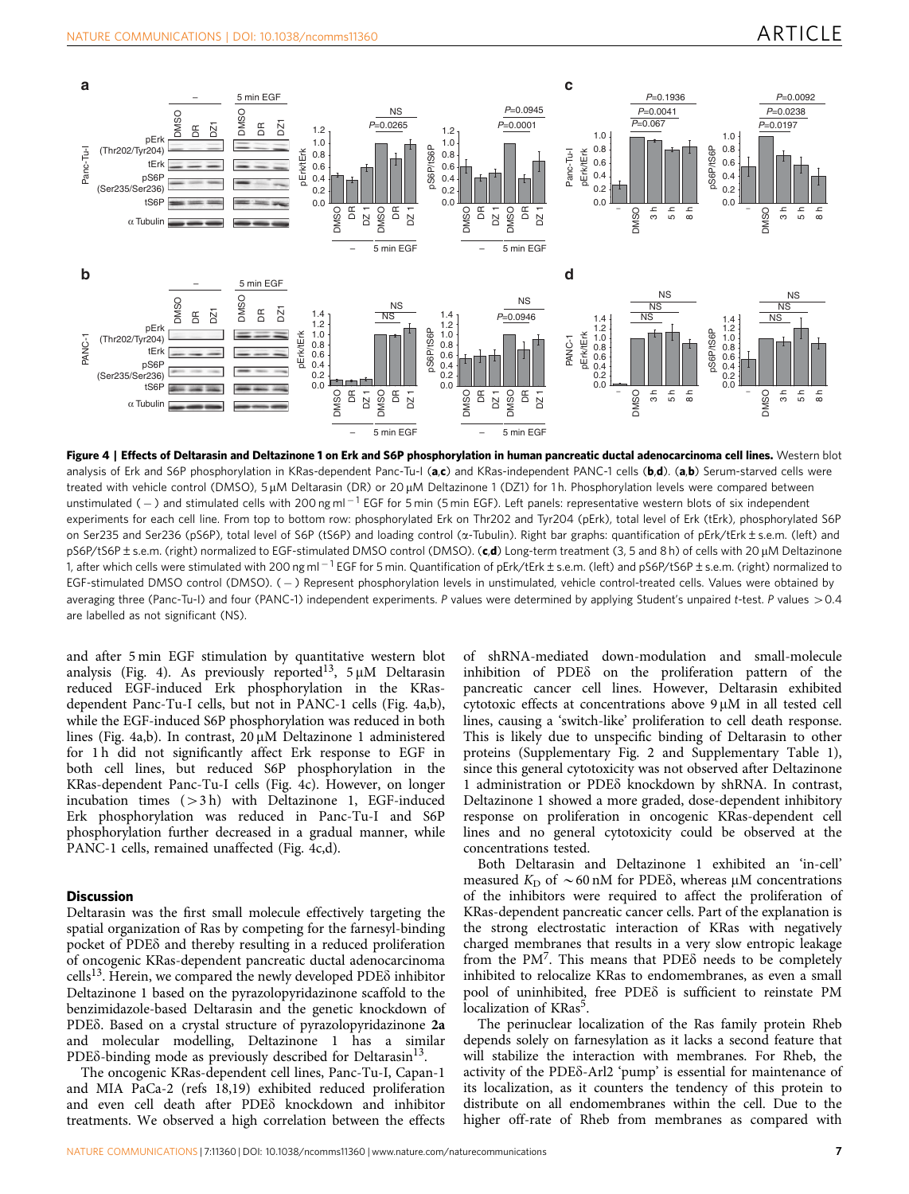a

Panc-Tu-I

– | 5 min EGF

DMSO DR DZ1 DMSO DR DZ1

pErk (Thr202/Tyr204)

tErk

pS6P (Ser235/Ser236)

tS6P

α Tubulin

pErk/tErk

NS

P=0.0265

pS6P/tS6P

P=0.0945

P=0.0001

DMSO DR DZ 1 DMSO DR DZ 1

– 5 min EGF

b

PANC-1

– | 5 min EGF

DMSO DR DZ1 DMSO DR DZ1

pErk (Thr202/Tyr204)

tErk

pS6P (Ser235/Ser236)

tS6P

α Tubulin

pErk/tErk

NS

NS

pS6P/tS6P

NS

P=0.0946

DMSO DR DZ 1 DMSO DR DZ 1

– 5 min EGF

c

Panc-Tu-I pErk/tErk

P=0.1936

P=0.0041

P=0.067

pS6P/tS6P

P=0.0092

P=0.0238

P=0.0197

– DMSO 3 h 5 h 8 h

d

PANC-1 pErk/tErk

NS

NS

NS

pS6P/tS6P

NS

NS

NS

– DMSO 3 h 5 h 8 h

**Figure 4 | Effects of Deltarasin and Deltazinone 1 on Erk and S6P phosphorylation in human pancreatic ductal adenocarcinoma cell lines.** Western blot analysis of Erk and S6P phosphorylation in KRas-dependent Panc-Tu-I (**a**,**c**) and KRas-independent PANC-1 cells (**b**,**d**). (**a**,**b**) Serum-starved cells were treated with vehicle control (DMSO), 5 μM Deltarasin (DR) or 20 μM Deltazinone 1 (DZ1) for 1 h. Phosphorylation levels were compared between unstimulated (–) and stimulated cells with 200 ng ml$^{-1}$ EGF for 5 min (5 min EGF). Left panels: representative western blots of six independent experiments for each cell line. From top to bottom row: phosphorylated Erk on Thr202 and Tyr204 (pErk), total level of Erk (tErk), phosphorylated S6P on Ser235 and Ser236 (pS6P), total level of S6P (tS6P) and loading control (α-Tubulin). Right bar graphs: quantification of pErk/tErk ± s.e.m. (left) and pS6P/tS6P ± s.e.m. (right) normalized to EGF-stimulated DMSO control (DMSO). (**c**,**d**) Long-term treatment (3, 5 and 8 h) of cells with 20 μM Deltazinone 1, after which cells were stimulated with 200 ng ml$^{-1}$ EGF for 5 min. Quantification of pErk/tErk ± s.e.m. (left) and pS6P/tS6P ± s.e.m. (right) normalized to EGF-stimulated DMSO control (DMSO). (–) Represent phosphorylation levels in unstimulated, vehicle control-treated cells. Values were obtained by averaging three (Panc-Tu-I) and four (PANC-1) independent experiments. *P* values were determined by applying Student's unpaired *t*-test. *P* values > 0.4 are labelled as not significant (NS).

and after 5 min EGF stimulation by quantitative western blot analysis (Fig. 4). As previously reported[13], 5 μM Deltarasin reduced EGF-induced Erk phosphorylation in the KRas-dependent Panc-Tu-I cells, but not in PANC-1 cells (Fig. 4a,b), while the EGF-induced S6P phosphorylation was reduced in both lines (Fig. 4a,b). In contrast, 20 μM Deltazinone 1 administered for 1 h did not significantly affect Erk response to EGF in both cell lines, but reduced S6P phosphorylation in the KRas-dependent Panc-Tu-I cells (Fig. 4c). However, on longer incubation times (>3 h) with Deltazinone 1, EGF-induced Erk phosphorylation was reduced in Panc-Tu-I and S6P phosphorylation further decreased in a gradual manner, while PANC-1 cells, remained unaffected (Fig. 4c,d).

## Discussion

Deltarasin was the first small molecule effectively targeting the spatial organization of Ras by competing for the farnesyl-binding pocket of PDEδ and thereby resulting in a reduced proliferation of oncogenic KRas-dependent pancreatic ductal adenocarcinoma cells[13]. Herein, we compared the newly developed PDEδ inhibitor Deltazinone 1 based on the pyrazolopyridazinone scaffold to the benzimidazole-based Deltarasin and the genetic knockdown of PDEδ. Based on a crystal structure of pyrazolopyridazinone **2a** and molecular modelling, Deltazinone 1 has a similar PDEδ-binding mode as previously described for Deltarasin[13].

The oncogenic KRas-dependent cell lines, Panc-Tu-I, Capan-1 and MIA PaCa-2 (refs 18,19) exhibited reduced proliferation and even cell death after PDEδ knockdown and inhibitor treatments. We observed a high correlation between the effects of shRNA-mediated down-modulation and small-molecule inhibition of PDEδ on the proliferation pattern of the pancreatic cancer cell lines. However, Deltarasin exhibited cytotoxic effects at concentrations above 9 μM in all tested cell lines, causing a 'switch-like' proliferation to cell death response. This is likely due to unspecific binding of Deltarasin to other proteins (Supplementary Fig. 2 and Supplementary Table 1), since this general cytotoxicity was not observed after Deltazinone 1 administration or PDEδ knockdown by shRNA. In contrast, Deltazinone 1 showed a more graded, dose-dependent inhibitory response on proliferation in oncogenic KRas-dependent cell lines and no general cytotoxicity could be observed at the concentrations tested.

Both Deltarasin and Deltazinone 1 exhibited an 'in-cell' measured $K_D$ of ~60 nM for PDEδ, whereas μM concentrations of the inhibitors were required to affect the proliferation of KRas-dependent pancreatic cancer cells. Part of the explanation is the strong electrostatic interaction of KRas with negatively charged membranes that results in a very slow entropic leakage from the PM[7]. This means that PDEδ needs to be completely inhibited to relocalize KRas to endomembranes, as even a small pool of uninhibited, free PDEδ is sufficient to reinstate PM localization of KRas[5].

The perinuclear localization of the Ras family protein Rheb depends solely on farnesylation as it lacks a second feature that will stabilize the interaction with membranes. For Rheb, the activity of the PDEδ-Arl2 'pump' is essential for maintenance of its localization, as it counters the tendency of this protein to distribute on all endomembranes within the cell. Due to the higher off-rate of Rheb from membranes as compared with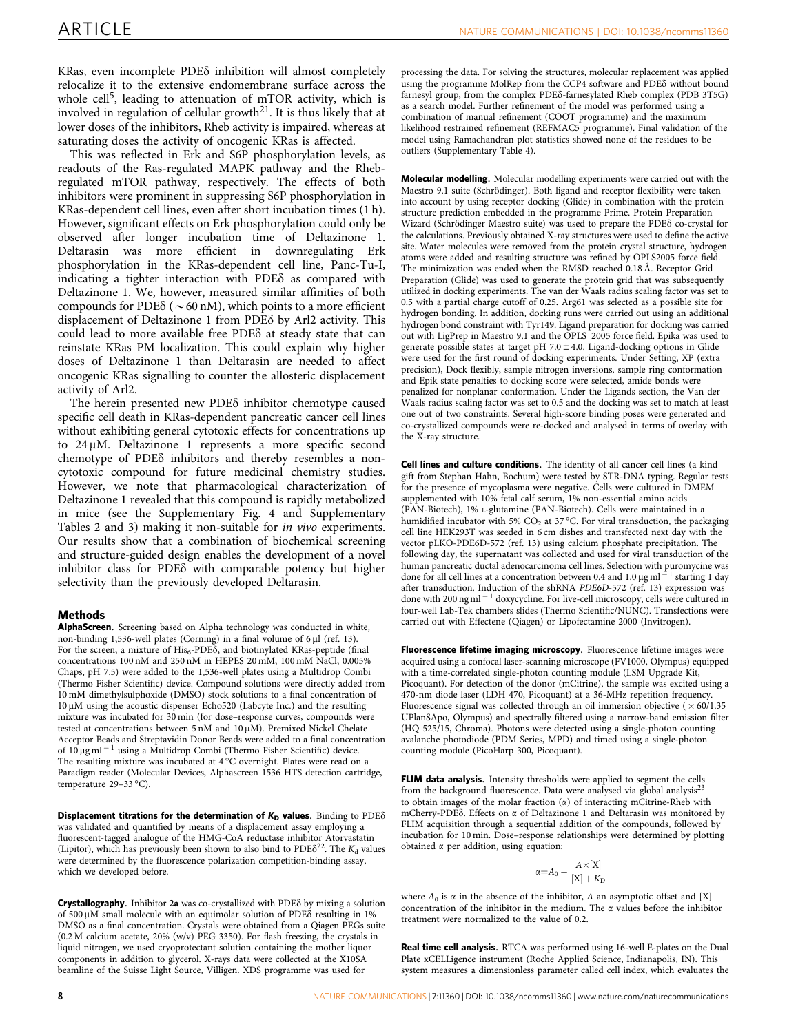KRas, even incomplete PDEδ inhibition will almost completely relocalize it to the extensive endomembrane surface across the whole cell[5], leading to attenuation of mTOR activity, which is involved in regulation of cellular growth[21]. It is thus likely that at lower doses of the inhibitors, Rheb activity is impaired, whereas at saturating doses the activity of oncogenic KRas is affected.

This was reflected in Erk and S6P phosphorylation levels, as readouts of the Ras-regulated MAPK pathway and the Rheb-regulated mTOR pathway, respectively. The effects of both inhibitors were prominent in suppressing S6P phosphorylation in KRas-dependent cell lines, even after short incubation times (1 h). However, significant effects on Erk phosphorylation could only be observed after longer incubation time of Deltazinone 1. Deltarasin was more efficient in downregulating Erk phosphorylation in the KRas-dependent cell line, Panc-Tu-I, indicating a tighter interaction with PDEδ as compared with Deltazinone 1. We, however, measured similar affinities of both compounds for PDEδ (~60 nM), which points to a more efficient displacement of Deltazinone 1 from PDEδ by Arl2 activity. This could lead to more available free PDEδ at steady state that can reinstate KRas PM localization. This could explain why higher doses of Deltazinone 1 than Deltarasin are needed to affect oncogenic KRas signalling to counter the allosteric displacement activity of Arl2.

The herein presented new PDEδ inhibitor chemotype caused specific cell death in KRas-dependent pancreatic cancer cell lines without exhibiting general cytotoxic effects for concentrations up to 24 μM. Deltazinone 1 represents a more specific second chemotype of PDEδ inhibitors and thereby resembles a non-cytotoxic compound for future medicinal chemistry studies. However, we note that pharmacological characterization of Deltazinone 1 revealed that this compound is rapidly metabolized in mice (see the Supplementary Fig. 4 and Supplementary Tables 2 and 3) making it non-suitable for *in vivo* experiments. Our results show that a combination of biochemical screening and structure-guided design enables the development of a novel inhibitor class for PDEδ with comparable potency but higher selectivity than the previously developed Deltarasin.

## Methods

**AlphaScreen.** Screening based on Alpha technology was conducted in white, non-binding 1,536-well plates (Corning) in a final volume of 6 μl (ref. 13). For the screen, a mixture of $His_6$-PDEδ, and biotinylated KRas-peptide (final concentrations 100 nM and 250 nM in HEPES 20 mM, 100 mM NaCl, 0.005% Chaps, pH 7.5) were added to the 1,536-well plates using a Multidrop Combi (Thermo Fisher Scientific) device. Compound solutions were directly added from 10 mM dimethylsulphoxide (DMSO) stock solutions to a final concentration of 10 μM using the acoustic dispenser Echo520 (Labcyte Inc.) and the resulting mixture was incubated for 30 min (for dose–response curves, compounds were tested at concentrations between 5 nM and 10 μM). Premixed Nickel Chelate Acceptor Beads and Streptavidin Donor Beads were added to a final concentration of 10 μg ml$^{-1}$ using a Multidrop Combi (Thermo Fisher Scientific) device. The resulting mixture was incubated at 4 °C overnight. Plates were read on a Paradigm reader (Molecular Devices, Alphascreen 1536 HTS detection cartridge, temperature 29–33 °C).

**Displacement titrations for the determination of $K_D$ values.** Binding to PDEδ was validated and quantified by means of a displacement assay employing a fluorescent-tagged analogue of the HMG-CoA reductase inhibitor Atorvastatin (Lipitor), which has previously been shown to also bind to PDEδ[22]. The $K_d$ values were determined by the fluorescence polarization competition-binding assay, which we developed before.

**Crystallography.** Inhibitor **2a** was co-crystallized with PDEδ by mixing a solution of 500 μM small molecule with an equimolar solution of PDEδ resulting in 1% DMSO as a final concentration. Crystals were obtained from a Qiagen PEGs suite (0.2 M calcium acetate, 20% (w/v) PEG 3350). For flash freezing, the crystals in liquid nitrogen, we used cryoprotectant solution containing the mother liquor components in addition to glycerol. X-rays data were collected at the X10SA beamline of the Suisse Light Source, Villigen. XDS programme was used for processing the data. For solving the structures, molecular replacement was applied using the programme MolRep from the CCP4 software and PDEδ without bound farnesyl group, from the complex PDEδ-farnesylated Rheb complex (PDB 3T5G) as a search model. Further refinement of the model was performed using a combination of manual refinement (COOT programme) and the maximum likelihood restrained refinement (REFMAC5 programme). Final validation of the model using Ramachandran plot statistics showed none of the residues to be outliers (Supplementary Table 4).

**Molecular modelling.** Molecular modelling experiments were carried out with the Maestro 9.1 suite (Schrödinger). Both ligand and receptor flexibility were taken into account by using receptor docking (Glide) in combination with the protein structure prediction embedded in the programme Prime. Protein Preparation Wizard (Schrödinger Maestro suite) was used to prepare the PDEδ co-crystal for the calculations. Previously obtained X-ray structures were used to define the active site. Water molecules were removed from the protein crystal structure, hydrogen atoms were added and resulting structure was refined by OPLS2005 force field. The minimization was ended when the RMSD reached 0.18 Å. Receptor Grid Preparation (Glide) was used to generate the protein grid that was subsequently utilized in docking experiments. The van der Waals radius scaling factor was set to 0.5 with a partial charge cutoff of 0.25. Arg61 was selected as a possible site for hydrogen bonding. In addition, docking runs were carried out using an additional hydrogen bond constraint with Tyr149. Ligand preparation for docking was carried out with LigPrep in Maestro 9.1 and the OPLS_2005 force field. Epika was used to generate possible states at target pH 7.0 ± 4.0. Ligand-docking options in Glide were used for the first round of docking experiments. Under Setting, XP (extra precision), Dock flexibly, sample nitrogen inversions, sample ring conformation and Epik state penalties to docking score were selected, amide bonds were penalized for nonplanar conformation. Under the Ligands section, the Van der Waals radius scaling factor was set to 0.5 and the docking was set to match at least one out of two constraints. Several high-score binding poses were generated and co-crystallized compounds were re-docked and analysed in terms of overlay with the X-ray structure.

**Cell lines and culture conditions.** The identity of all cancer cell lines (a kind gift from Stephan Hahn, Bochum) were tested by STR-DNA typing. Regular tests for the presence of mycoplasma were negative. Cells were cultured in DMEM supplemented with 10% fetal calf serum, 1% non-essential amino acids (PAN-Biotech), 1% L-glutamine (PAN-Biotech). Cells were maintained in a humidified incubator with 5% $CO_2$ at 37 °C. For viral transduction, the packaging cell line HEK293T was seeded in 6 cm dishes and transfected next day with the vector pLKO-PDE6D-572 (ref. 13) using calcium phosphate precipitation. The following day, the supernatant was collected and used for viral transduction of the human pancreatic ductal adenocarcinoma cell lines. Selection with puromycine was done for all cell lines at a concentration between 0.4 and 1.0 μg ml$^{-1}$ starting 1 day after transduction. Induction of the shRNA *PDE6D*-572 (ref. 13) expression was done with 200 ng ml$^{-1}$ doxycycline. For live-cell microscopy, cells were cultured in four-well Lab-Tek chambers slides (Thermo Scientific/NUNC). Transfections were carried out with Effectene (Qiagen) or Lipofectamine 2000 (Invitrogen).

**Fluorescence lifetime imaging microscopy.** Fluorescence lifetime images were acquired using a confocal laser-scanning microscope (FV1000, Olympus) equipped with a time-correlated single-photon counting module (LSM Upgrade Kit, Picoquant). For detection of the donor (mCitrine), the sample was excited using a 470-nm diode laser (LDH 470, Picoquant) at a 36-MHz repetition frequency. Fluorescence signal was collected through an oil immersion objective (×60/1.35 UPlanSApo, Olympus) and spectrally filtered using a narrow-band emission filter (HQ 525/15, Chroma). Photons were detected using a single-photon counting avalanche photodiode (PDM Series, MPD) and timed using a single-photon counting module (PicoHarp 300, Picoquant).

**FLIM data analysis.** Intensity thresholds were applied to segment the cells from the background fluorescence. Data were analysed via global analysis[23] to obtain images of the molar fraction (α) of interacting mCitrine-Rheb with mCherry-PDEδ. Effects on α of Deltazinone 1 and Deltarasin was monitored by FLIM acquisition through a sequential addition of the compounds, followed by incubation for 10 min. Dose–response relationships were determined by plotting obtained α per addition, using equation:

$$\alpha = A_0 - \frac{A \times [X]}{[X] + K_D}$$

where $A_0$ is α in the absence of the inhibitor, $A$ an asymptotic offset and [X] concentration of the inhibitor in the medium. The α values before the inhibitor treatment were normalized to the value of 0.2.

**Real time cell analysis.** RTCA was performed using 16-well E-plates on the Dual Plate xCELLigence instrument (Roche Applied Science, Indianapolis, IN). This system measures a dimensionless parameter called cell index, which evaluates the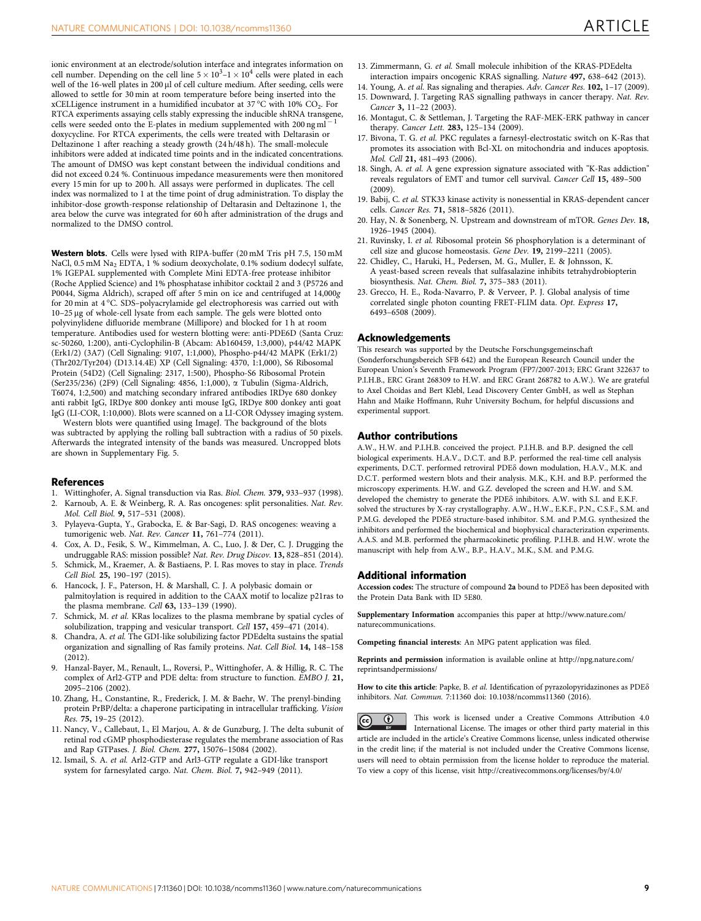ionic environment at an electrode/solution interface and integrates information on cell number. Depending on the cell line $5 \times 10^3$–$1 \times 10^4$ cells were plated in each well of the 16-well plates in 200 µl of cell culture medium. After seeding, cells were allowed to settle for 30 min at room temperature before being inserted into the xCELLigence instrument in a humidified incubator at 37 °C with 10% $CO_2$. For RTCA experiments assaying cells stably expressing the inducible shRNA transgene, cells were seeded onto the E-plates in medium supplemented with 200 ng ml$^{-1}$ doxycycline. For RTCA experiments, the cells were treated with Deltarasin or Deltazinone 1 after reaching a steady growth (24 h/48 h). The small-molecule inhibitors were added at indicated time points and in the indicated concentrations. The amount of DMSO was kept constant between the individual conditions and did not exceed 0.24 %. Continuous impedance measurements were then monitored every 15 min for up to 200 h. All assays were performed in duplicates. The cell index was normalized to 1 at the time point of drug administration. To display the inhibitor-dose growth-response relationship of Deltarasin and Deltazinone 1, the area below the curve was integrated for 60 h after administration of the drugs and normalized to the DMSO control.

**Western blots.** Cells were lysed with RIPA-buffer (20 mM Tris pH 7.5, 150 mM NaCl, 0.5 mM $Na_2$ EDTA, 1 % sodium deoxycholate, 0.1% sodium dodecyl sulfate, 1% IGEPAL supplemented with Complete Mini EDTA-free protease inhibitor (Roche Applied Science) and 1% phosphatase inhibitor cocktail 2 and 3 (P5726 and P0044, Sigma Aldrich), scraped off after 5 min on ice and centrifuged at 14,000*g* for 20 min at 4 °C. SDS–polyacrylamide gel electrophoresis was carried out with 10–25 µg of whole-cell lysate from each sample. The gels were blotted onto polyvinylidene difluoride membrane (Millipore) and blocked for 1 h at room temperature. Antibodies used for western blotting were: anti-PDE6D (Santa Cruz: sc-50260, 1:200), anti-Cyclophilin-B (Abcam: Ab160459, 1:3,000), p44/42 MAPK (Erk1/2) (3A7) (Cell Signaling: 9107, 1:1,000), Phospho-p44/42 MAPK (Erk1/2) (Thr202/Tyr204) (D13.14.4E) XP (Cell Signaling: 4370, 1:1,000), S6 Ribosomal Protein (54D2) (Cell Signaling: 2317, 1:500), Phospho-S6 Ribosomal Protein (Ser235/236) (2F9) (Cell Signaling: 4856, 1:1,000), α Tubulin (Sigma-Aldrich, T6074, 1:2,500) and matching secondary infrared antibodies IRDye 680 donkey anti rabbit IgG, IRDye 800 donkey anti mouse IgG, IRDye 800 donkey anti goat IgG (LI-COR, 1:10,000). Blots were scanned on a LI-COR Odyssey imaging system.

Western blots were quantified using ImageJ. The background of the blots was subtracted by applying the rolling ball subtraction with a radius of 50 pixels. Afterwards the integrated intensity of the bands was measured. Uncropped blots are shown in Supplementary Fig. 5.

## References

1. Wittinghofer, A. Signal transduction via Ras. *Biol. Chem.* **379,** 933–937 (1998).
2. Karnoub, A. E. & Weinberg, R. A. Ras oncogenes: split personalities. *Nat. Rev. Mol. Cell Biol.* **9,** 517–531 (2008).
3. Pylayeva-Gupta, Y., Grabocka, E. & Bar-Sagi, D. RAS oncogenes: weaving a tumorigenic web. *Nat. Rev. Cancer* **11,** 761–774 (2011).
4. Cox, A. D., Fesik, S. W., Kimmelman, A. C., Luo, J. & Der, C. J. Drugging the undruggable RAS: mission possible? *Nat. Rev. Drug Discov.* **13,** 828–851 (2014).
5. Schmick, M., Kraemer, A. & Bastiaens, P. I. Ras moves to stay in place. *Trends Cell Biol.* **25,** 190–197 (2015).
6. Hancock, J. F., Paterson, H. & Marshall, C. J. A polybasic domain or palmitoylation is required in addition to the CAAX motif to localize p21ras to the plasma membrane. *Cell* **63,** 133–139 (1990).
7. Schmick, M. *et al.* KRas localizes to the plasma membrane by spatial cycles of solubilization, trapping and vesicular transport. *Cell* **157,** 459–471 (2014).
8. Chandra, A. *et al.* The GDI-like solubilizing factor PDEdelta sustains the spatial organization and signalling of Ras family proteins. *Nat. Cell Biol.* **14,** 148–158 (2012).
9. Hanzal-Bayer, M., Renault, L., Roversi, P., Wittinghofer, A. & Hillig, R. C. The complex of Arl2-GTP and PDE delta: from structure to function. *EMBO J.* **21,** 2095–2106 (2002).
10. Zhang, H., Constantine, R., Frederick, J. M. & Baehr, W. The prenyl-binding protein PrBP/delta: a chaperone participating in intracellular trafficking. *Vision Res.* **75,** 19–25 (2012).
11. Nancy, V., Callebaut, I., El Marjou, A. & de Gunzburg, J. The delta subunit of retinal rod cGMP phosphodiesterase regulates the membrane association of Ras and Rap GTPases. *J. Biol. Chem.* **277,** 15076–15084 (2002).
12. Ismail, S. A. *et al.* Arl2-GTP and Arl3-GTP regulate a GDI-like transport system for farnesylated cargo. *Nat. Chem. Biol.* **7,** 942–949 (2011).
13. Zimmermann, G. *et al.* Small molecule inhibition of the KRAS-PDEdelta interaction impairs oncogenic KRAS signalling. *Nature* **497,** 638–642 (2013).
14. Young, A. *et al.* Ras signaling and therapies. *Adv. Cancer Res.* **102,** 1–17 (2009).
15. Downward, J. Targeting RAS signalling pathways in cancer therapy. *Nat. Rev. Cancer* **3,** 11–22 (2003).
16. Montagut, C. & Settleman, J. Targeting the RAF-MEK-ERK pathway in cancer therapy. *Cancer Lett.* **283,** 125–134 (2009).
17. Bivona, T. G. *et al.* PKC regulates a farnesyl-electrostatic switch on K-Ras that promotes its association with Bcl-XL on mitochondria and induces apoptosis. *Mol. Cell* **21,** 481–493 (2006).
18. Singh, A. *et al.* A gene expression signature associated with "K-Ras addiction" reveals regulators of EMT and tumor cell survival. *Cancer Cell* **15,** 489–500 (2009).
19. Babij, C. *et al.* STK33 kinase activity is nonessential in KRAS-dependent cancer cells. *Cancer Res.* **71,** 5818–5826 (2011).
20. Hay, N. & Sonenberg, N. Upstream and downstream of mTOR. *Genes Dev.* **18,** 1926–1945 (2004).
21. Ruvinsky, I. *et al.* Ribosomal protein S6 phosphorylation is a determinant of cell size and glucose homeostasis. *Gene Dev.* **19,** 2199–2211 (2005).
22. Chidley, C., Haruki, H., Pedersen, M. G., Muller, E. & Johnsson, K. A yeast-based screen reveals that sulfasalazine inhibits tetrahydrobiopterin biosynthesis. *Nat. Chem. Biol.* **7,** 375–383 (2011).
23. Grecco, H. E., Roda-Navarro, P. & Verveer, P. J. Global analysis of time correlated single photon counting FRET-FLIM data. *Opt. Express* **17,** 6493–6508 (2009).

## Acknowledgements

This research was supported by the Deutsche Forschungsgemeinschaft (Sonderforschungsbereich SFB 642) and the European Research Council under the European Union's Seventh Framework Program (FP7/2007-2013; ERC Grant 322637 to P.I.H.B., ERC Grant 268309 to H.W. and ERC Grant 268782 to A.W.). We are grateful to Axel Choidas and Bert Klebl, Lead Discovery Center GmbH, as well as Stephan Hahn and Maike Hoffmann, Ruhr University Bochum, for helpful discussions and experimental support.

## Author contributions

A.W., H.W. and P.I.H.B. conceived the project. P.I.H.B. and B.P. designed the cell biological experiments. H.A.V., D.C.T. and B.P. performed the real-time cell analysis experiments, D.C.T. performed retroviral PDEδ down modulation, H.A.V., M.K. and D.C.T. performed western blots and their analysis. M.K., K.H. and B.P. performed the microscopy experiments. H.W. and G.Z. developed the screen and H.W. and S.M. developed the chemistry to generate the PDEδ inhibitors. A.W. with S.I. and E.K.F. solved the structures by X-ray crystallography. A.W., H.W., E.K.F., P.N., C.S.F., S.M. and P.M.G. developed the PDEδ structure-based inhibitor. S.M. and P.M.G. synthesized the inhibitors and performed the biochemical and biophysical characterization experiments. A.A.S. and M.B. performed the pharmacokinetic profiling. P.I.H.B. and H.W. wrote the manuscript with help from A.W., B.P., H.A.V., M.K., S.M. and P.M.G.

## Additional information

**Accession codes:** The structure of compound **2a** bound to PDEδ has been deposited with the Protein Data Bank with ID 5E80.

**Supplementary Information** accompanies this paper at http://www.nature.com/naturecommunications.

**Competing financial interests**: An MPG patent application was filed.

**Reprints and permission** information is available online at http://npg.nature.com/reprintsandpermissions/

**How to cite this article**: Papke, B. *et al.* Identification of pyrazolopyridazinones as PDEδ inhibitors. *Nat. Commun.* 7:11360 doi: 10.1038/ncomms11360 (2016).

This work is licensed under a Creative Commons Attribution 4.0 International License. The images or other third party material in this article are included in the article's Creative Commons license, unless indicated otherwise in the credit line; if the material is not included under the Creative Commons license, users will need to obtain permission from the license holder to reproduce the material. To view a copy of this license, visit http://creativecommons.org/licenses/by/4.0/